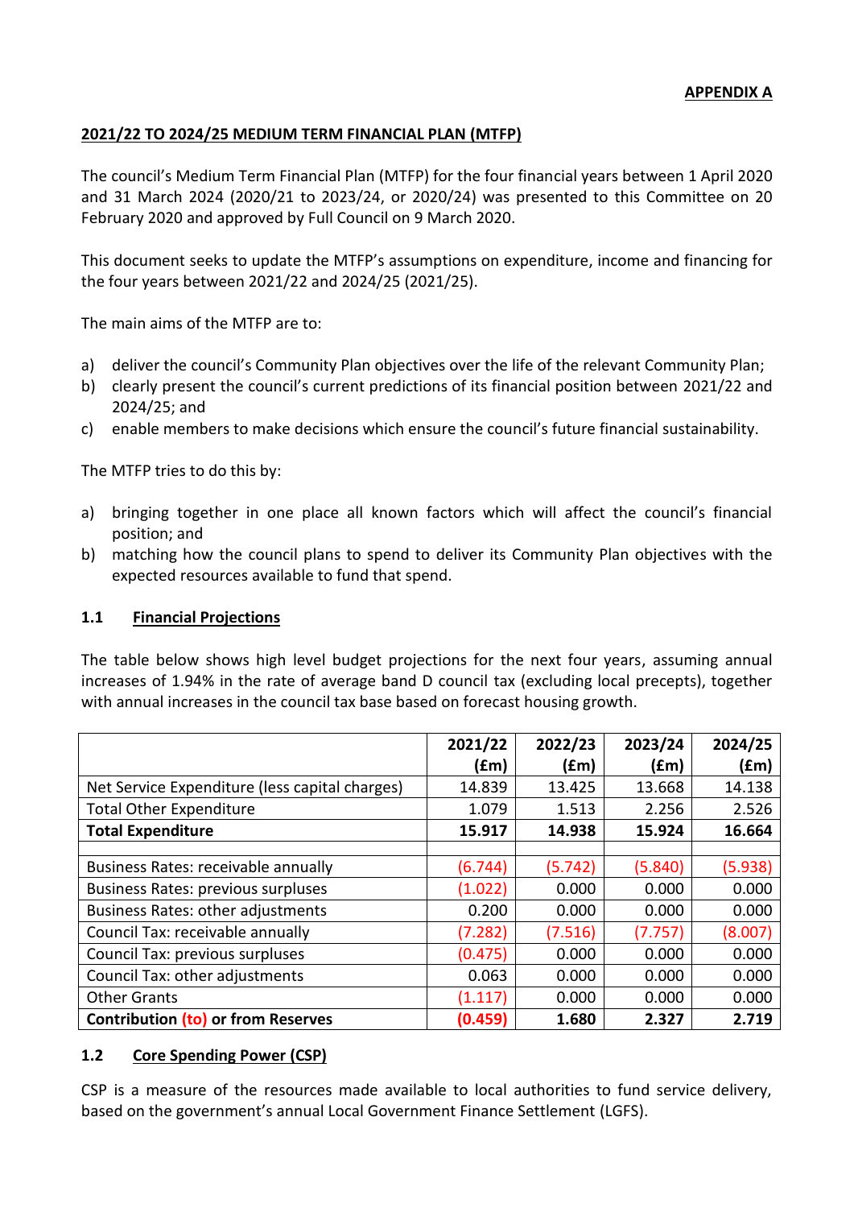**APPENDIX A**

## 2021/22 TO 2024/25 MEDIUM TERM FINANCIAL PLAN (MTFP)

The council's Medium Term Financial Plan (MTFP) for the four financial years between 1 April 2020 and 31 March 2024 (2020/21 to 2023/24, or 2020/24) was presented to this Committee on 20 February 2020 and approved by Full Council on 9 March 2020.

This document seeks to update the MTFP's assumptions on expenditure, income and financing for the four years between 2021/22 and 2024/25 (2021/25).

The main aims of the MTFP are to:

a) deliver the council's Community Plan objectives over the life of the relevant Community Plan;
b) clearly present the council's current predictions of its financial position between 2021/22 and 2024/25; and
c) enable members to make decisions which ensure the council's future financial sustainability.

The MTFP tries to do this by:

a) bringing together in one place all known factors which will affect the council's financial position; and
b) matching how the council plans to spend to deliver its Community Plan objectives with the expected resources available to fund that spend.

### 1.1 Financial Projections

The table below shows high level budget projections for the next four years, assuming annual increases of 1.94% in the rate of average band D council tax (excluding local precepts), together with annual increases in the council tax base based on forecast housing growth.

| | 2021/22 (£m) | 2022/23 (£m) | 2023/24 (£m) | 2024/25 (£m) |
|---|---|---|---|---|
| Net Service Expenditure (less capital charges) | 14.839 | 13.425 | 13.668 | 14.138 |
| Total Other Expenditure | 1.079 | 1.513 | 2.256 | 2.526 |
| **Total Expenditure** | **15.917** | **14.938** | **15.924** | **16.664** |
| | | | | |
| Business Rates: receivable annually | (6.744) | (5.742) | (5.840) | (5.938) |
| Business Rates: previous surpluses | (1.022) | 0.000 | 0.000 | 0.000 |
| Business Rates: other adjustments | 0.200 | 0.000 | 0.000 | 0.000 |
| Council Tax: receivable annually | (7.282) | (7.516) | (7.757) | (8.007) |
| Council Tax: previous surpluses | (0.475) | 0.000 | 0.000 | 0.000 |
| Council Tax: other adjustments | 0.063 | 0.000 | 0.000 | 0.000 |
| Other Grants | (1.117) | 0.000 | 0.000 | 0.000 |
| **Contribution (to) or from Reserves** | **(0.459)** | **1.680** | **2.327** | **2.719** |

### 1.2 Core Spending Power (CSP)

CSP is a measure of the resources made available to local authorities to fund service delivery, based on the government's annual Local Government Finance Settlement (LGFS).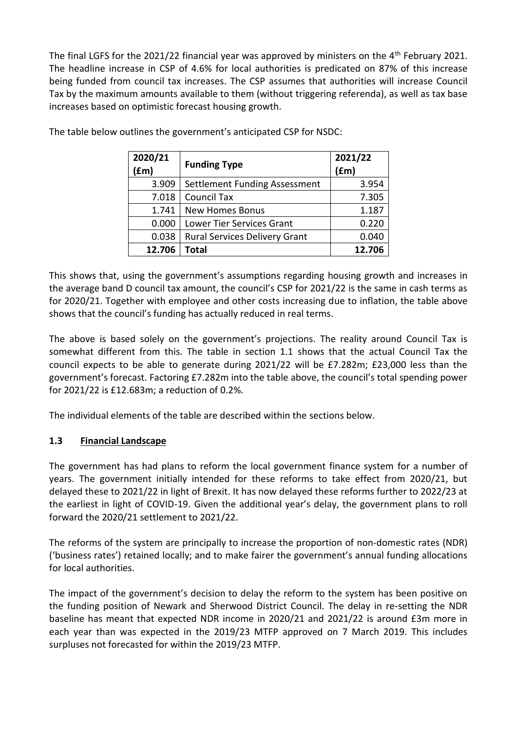The final LGFS for the 2021/22 financial year was approved by ministers on the 4th February 2021. The headline increase in CSP of 4.6% for local authorities is predicated on 87% of this increase being funded from council tax increases. The CSP assumes that authorities will increase Council Tax by the maximum amounts available to them (without triggering referenda), as well as tax base increases based on optimistic forecast housing growth.

The table below outlines the government's anticipated CSP for NSDC:

| 2020/21 (£m) | Funding Type | 2021/22 (£m) |
|---|---|---|
| 3.909 | Settlement Funding Assessment | 3.954 |
| 7.018 | Council Tax | 7.305 |
| 1.741 | New Homes Bonus | 1.187 |
| 0.000 | Lower Tier Services Grant | 0.220 |
| 0.038 | Rural Services Delivery Grant | 0.040 |
| **12.706** | **Total** | **12.706** |

This shows that, using the government's assumptions regarding housing growth and increases in the average band D council tax amount, the council's CSP for 2021/22 is the same in cash terms as for 2020/21. Together with employee and other costs increasing due to inflation, the table above shows that the council's funding has actually reduced in real terms.

The above is based solely on the government's projections. The reality around Council Tax is somewhat different from this. The table in section 1.1 shows that the actual Council Tax the council expects to be able to generate during 2021/22 will be £7.282m; £23,000 less than the government's forecast. Factoring £7.282m into the table above, the council's total spending power for 2021/22 is £12.683m; a reduction of 0.2%.

The individual elements of the table are described within the sections below.

## 1.3 Financial Landscape

The government has had plans to reform the local government finance system for a number of years. The government initially intended for these reforms to take effect from 2020/21, but delayed these to 2021/22 in light of Brexit. It has now delayed these reforms further to 2022/23 at the earliest in light of COVID-19. Given the additional year's delay, the government plans to roll forward the 2020/21 settlement to 2021/22.

The reforms of the system are principally to increase the proportion of non-domestic rates (NDR) ('business rates') retained locally; and to make fairer the government's annual funding allocations for local authorities.

The impact of the government's decision to delay the reform to the system has been positive on the funding position of Newark and Sherwood District Council. The delay in re-setting the NDR baseline has meant that expected NDR income in 2020/21 and 2021/22 is around £3m more in each year than was expected in the 2019/23 MTFP approved on 7 March 2019. This includes surpluses not forecasted for within the 2019/23 MTFP.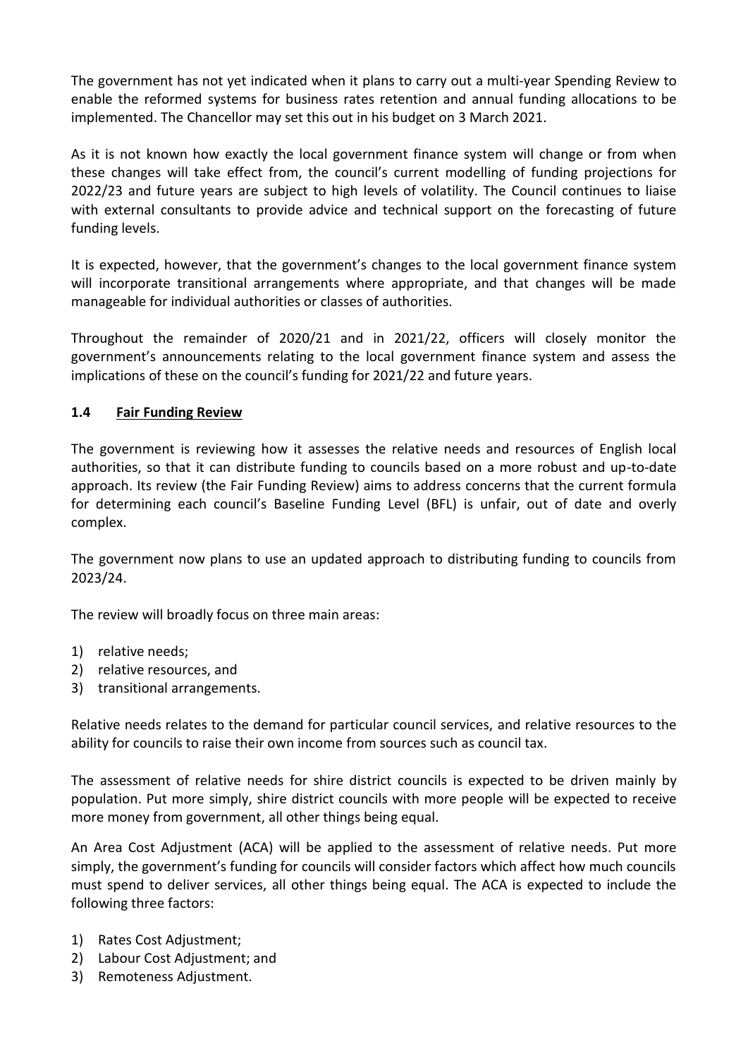The government has not yet indicated when it plans to carry out a multi-year Spending Review to enable the reformed systems for business rates retention and annual funding allocations to be implemented. The Chancellor may set this out in his budget on 3 March 2021.

As it is not known how exactly the local government finance system will change or from when these changes will take effect from, the council's current modelling of funding projections for 2022/23 and future years are subject to high levels of volatility. The Council continues to liaise with external consultants to provide advice and technical support on the forecasting of future funding levels.

It is expected, however, that the government's changes to the local government finance system will incorporate transitional arrangements where appropriate, and that changes will be made manageable for individual authorities or classes of authorities.

Throughout the remainder of 2020/21 and in 2021/22, officers will closely monitor the government's announcements relating to the local government finance system and assess the implications of these on the council's funding for 2021/22 and future years.

### 1.4 Fair Funding Review

The government is reviewing how it assesses the relative needs and resources of English local authorities, so that it can distribute funding to councils based on a more robust and up-to-date approach. Its review (the Fair Funding Review) aims to address concerns that the current formula for determining each council's Baseline Funding Level (BFL) is unfair, out of date and overly complex.

The government now plans to use an updated approach to distributing funding to councils from 2023/24.

The review will broadly focus on three main areas:

1) relative needs;
2) relative resources, and
3) transitional arrangements.

Relative needs relates to the demand for particular council services, and relative resources to the ability for councils to raise their own income from sources such as council tax.

The assessment of relative needs for shire district councils is expected to be driven mainly by population. Put more simply, shire district councils with more people will be expected to receive more money from government, all other things being equal.

An Area Cost Adjustment (ACA) will be applied to the assessment of relative needs. Put more simply, the government's funding for councils will consider factors which affect how much councils must spend to deliver services, all other things being equal. The ACA is expected to include the following three factors:

1) Rates Cost Adjustment;
2) Labour Cost Adjustment; and
3) Remoteness Adjustment.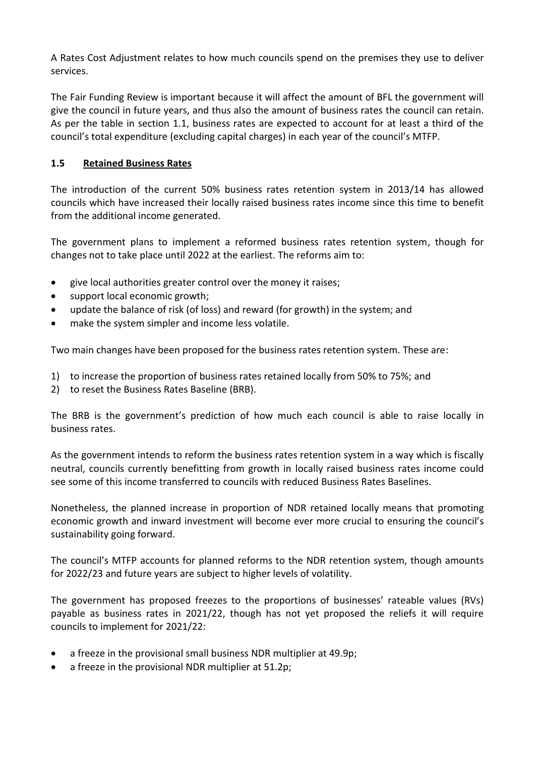A Rates Cost Adjustment relates to how much councils spend on the premises they use to deliver services.

The Fair Funding Review is important because it will affect the amount of BFL the government will give the council in future years, and thus also the amount of business rates the council can retain. As per the table in section 1.1, business rates are expected to account for at least a third of the council's total expenditure (excluding capital charges) in each year of the council's MTFP.

## 1.5 Retained Business Rates

The introduction of the current 50% business rates retention system in 2013/14 has allowed councils which have increased their locally raised business rates income since this time to benefit from the additional income generated.

The government plans to implement a reformed business rates retention system, though for changes not to take place until 2022 at the earliest. The reforms aim to:

- give local authorities greater control over the money it raises;
- support local economic growth;
- update the balance of risk (of loss) and reward (for growth) in the system; and
- make the system simpler and income less volatile.

Two main changes have been proposed for the business rates retention system. These are:

1) to increase the proportion of business rates retained locally from 50% to 75%; and
2) to reset the Business Rates Baseline (BRB).

The BRB is the government's prediction of how much each council is able to raise locally in business rates.

As the government intends to reform the business rates retention system in a way which is fiscally neutral, councils currently benefitting from growth in locally raised business rates income could see some of this income transferred to councils with reduced Business Rates Baselines.

Nonetheless, the planned increase in proportion of NDR retained locally means that promoting economic growth and inward investment will become ever more crucial to ensuring the council's sustainability going forward.

The council's MTFP accounts for planned reforms to the NDR retention system, though amounts for 2022/23 and future years are subject to higher levels of volatility.

The government has proposed freezes to the proportions of businesses' rateable values (RVs) payable as business rates in 2021/22, though has not yet proposed the reliefs it will require councils to implement for 2021/22:

- a freeze in the provisional small business NDR multiplier at 49.9p;
- a freeze in the provisional NDR multiplier at 51.2p;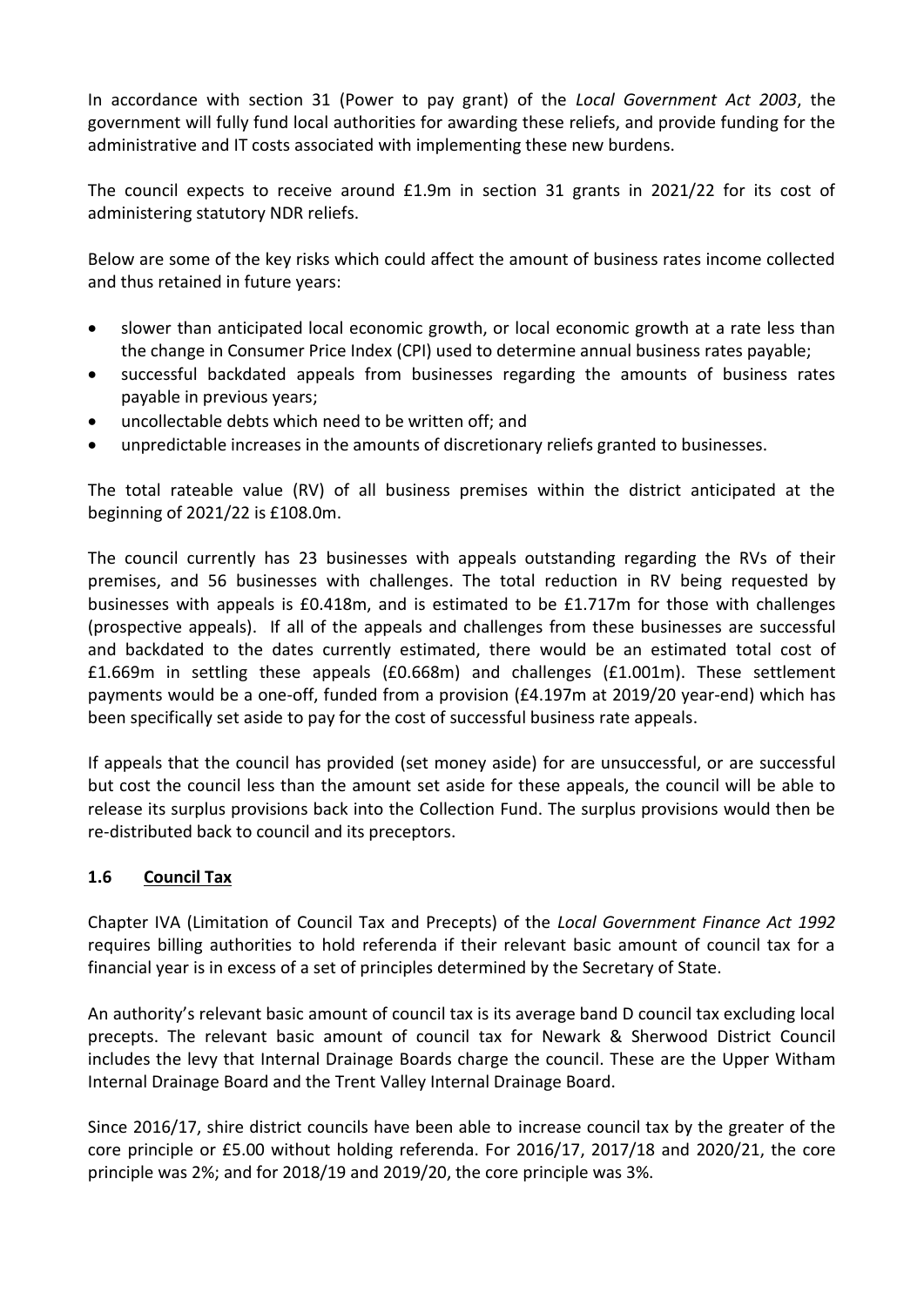In accordance with section 31 (Power to pay grant) of the *Local Government Act 2003*, the government will fully fund local authorities for awarding these reliefs, and provide funding for the administrative and IT costs associated with implementing these new burdens.

The council expects to receive around £1.9m in section 31 grants in 2021/22 for its cost of administering statutory NDR reliefs.

Below are some of the key risks which could affect the amount of business rates income collected and thus retained in future years:

- slower than anticipated local economic growth, or local economic growth at a rate less than the change in Consumer Price Index (CPI) used to determine annual business rates payable;
- successful backdated appeals from businesses regarding the amounts of business rates payable in previous years;
- uncollectable debts which need to be written off; and
- unpredictable increases in the amounts of discretionary reliefs granted to businesses.

The total rateable value (RV) of all business premises within the district anticipated at the beginning of 2021/22 is £108.0m.

The council currently has 23 businesses with appeals outstanding regarding the RVs of their premises, and 56 businesses with challenges. The total reduction in RV being requested by businesses with appeals is £0.418m, and is estimated to be £1.717m for those with challenges (prospective appeals). If all of the appeals and challenges from these businesses are successful and backdated to the dates currently estimated, there would be an estimated total cost of £1.669m in settling these appeals (£0.668m) and challenges (£1.001m). These settlement payments would be a one-off, funded from a provision (£4.197m at 2019/20 year-end) which has been specifically set aside to pay for the cost of successful business rate appeals.

If appeals that the council has provided (set money aside) for are unsuccessful, or are successful but cost the council less than the amount set aside for these appeals, the council will be able to release its surplus provisions back into the Collection Fund. The surplus provisions would then be re-distributed back to council and its preceptors.

## 1.6 Council Tax

Chapter IVA (Limitation of Council Tax and Precepts) of the *Local Government Finance Act 1992* requires billing authorities to hold referenda if their relevant basic amount of council tax for a financial year is in excess of a set of principles determined by the Secretary of State.

An authority's relevant basic amount of council tax is its average band D council tax excluding local precepts. The relevant basic amount of council tax for Newark & Sherwood District Council includes the levy that Internal Drainage Boards charge the council. These are the Upper Witham Internal Drainage Board and the Trent Valley Internal Drainage Board.

Since 2016/17, shire district councils have been able to increase council tax by the greater of the core principle or £5.00 without holding referenda. For 2016/17, 2017/18 and 2020/21, the core principle was 2%; and for 2018/19 and 2019/20, the core principle was 3%.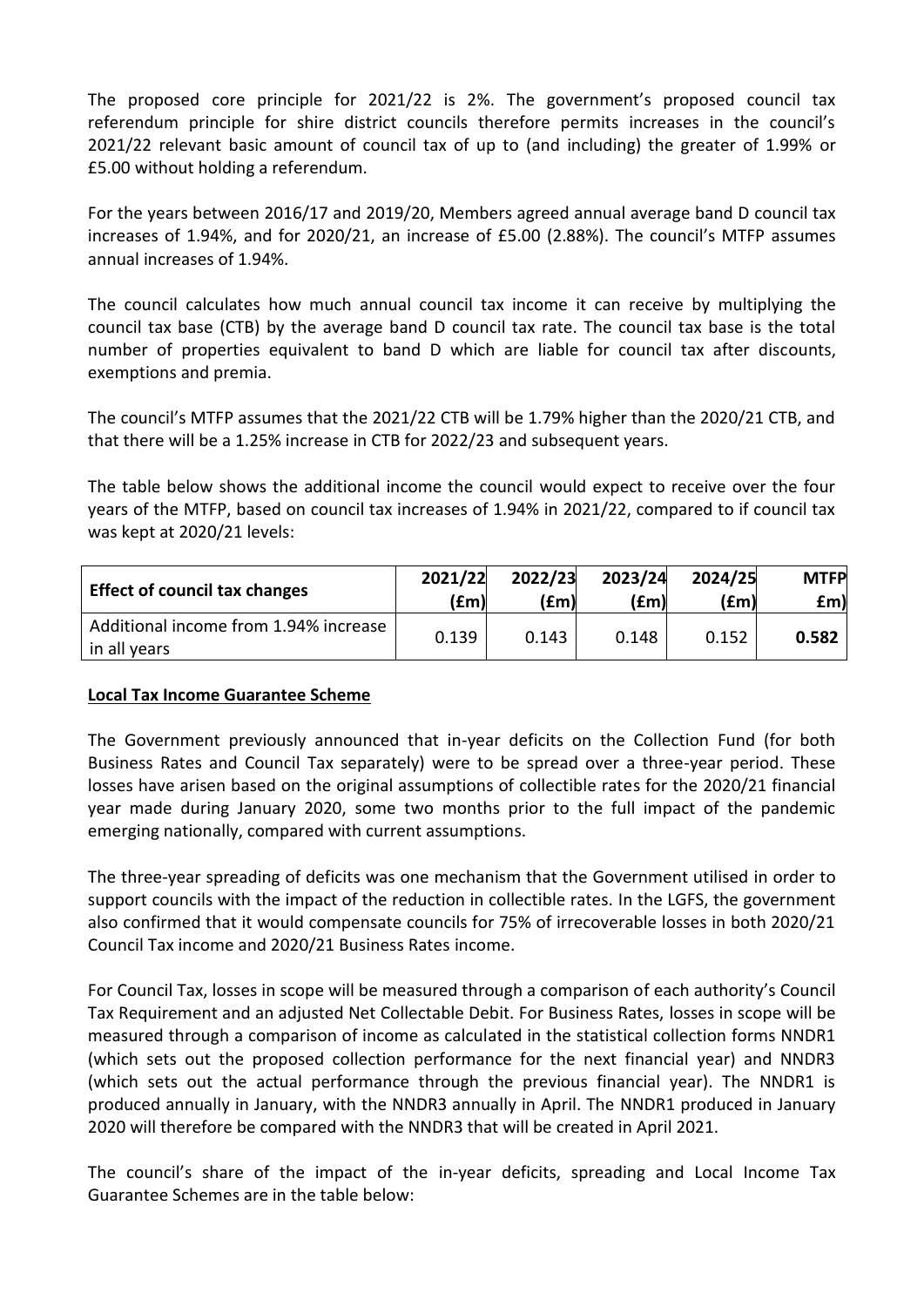The proposed core principle for 2021/22 is 2%. The government's proposed council tax referendum principle for shire district councils therefore permits increases in the council's 2021/22 relevant basic amount of council tax of up to (and including) the greater of 1.99% or £5.00 without holding a referendum.

For the years between 2016/17 and 2019/20, Members agreed annual average band D council tax increases of 1.94%, and for 2020/21, an increase of £5.00 (2.88%). The council's MTFP assumes annual increases of 1.94%.

The council calculates how much annual council tax income it can receive by multiplying the council tax base (CTB) by the average band D council tax rate. The council tax base is the total number of properties equivalent to band D which are liable for council tax after discounts, exemptions and premia.

The council's MTFP assumes that the 2021/22 CTB will be 1.79% higher than the 2020/21 CTB, and that there will be a 1.25% increase in CTB for 2022/23 and subsequent years.

The table below shows the additional income the council would expect to receive over the four years of the MTFP, based on council tax increases of 1.94% in 2021/22, compared to if council tax was kept at 2020/21 levels:

| Effect of council tax changes | 2021/22 (£m) | 2022/23 (£m) | 2023/24 (£m) | 2024/25 (£m) | MTFP £m) |
|---|---|---|---|---|---|
| Additional income from 1.94% increase in all years | 0.139 | 0.143 | 0.148 | 0.152 | **0.582** |

**Local Tax Income Guarantee Scheme**

The Government previously announced that in-year deficits on the Collection Fund (for both Business Rates and Council Tax separately) were to be spread over a three-year period. These losses have arisen based on the original assumptions of collectible rates for the 2020/21 financial year made during January 2020, some two months prior to the full impact of the pandemic emerging nationally, compared with current assumptions.

The three-year spreading of deficits was one mechanism that the Government utilised in order to support councils with the impact of the reduction in collectible rates. In the LGFS, the government also confirmed that it would compensate councils for 75% of irrecoverable losses in both 2020/21 Council Tax income and 2020/21 Business Rates income.

For Council Tax, losses in scope will be measured through a comparison of each authority's Council Tax Requirement and an adjusted Net Collectable Debit. For Business Rates, losses in scope will be measured through a comparison of income as calculated in the statistical collection forms NNDR1 (which sets out the proposed collection performance for the next financial year) and NNDR3 (which sets out the actual performance through the previous financial year). The NNDR1 is produced annually in January, with the NNDR3 annually in April. The NNDR1 produced in January 2020 will therefore be compared with the NNDR3 that will be created in April 2021.

The council's share of the impact of the in-year deficits, spreading and Local Income Tax Guarantee Schemes are in the table below: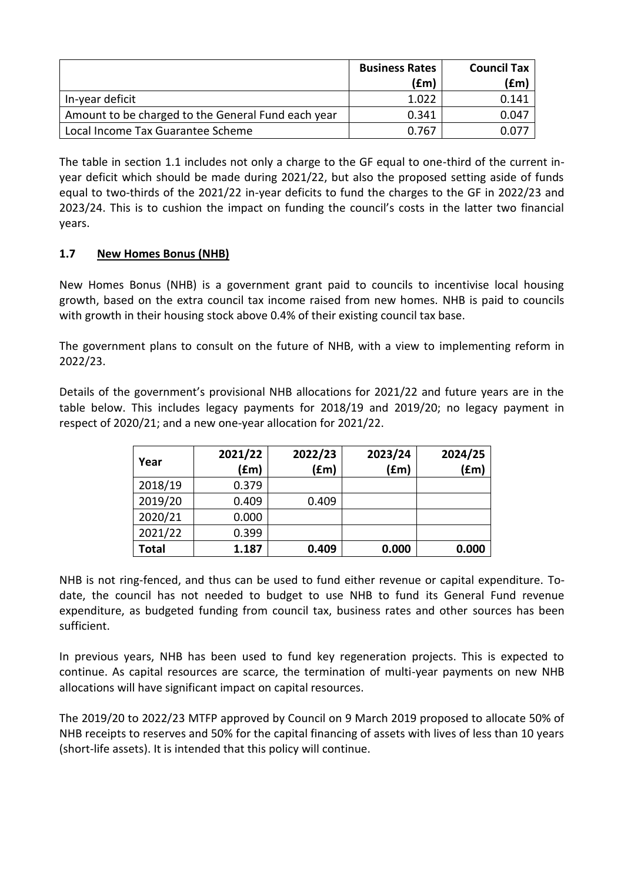| | Business Rates (£m) | Council Tax (£m) |
|---|---|---|
| In-year deficit | 1.022 | 0.141 |
| Amount to be charged to the General Fund each year | 0.341 | 0.047 |
| Local Income Tax Guarantee Scheme | 0.767 | 0.077 |

The table in section 1.1 includes not only a charge to the GF equal to one-third of the current in-year deficit which should be made during 2021/22, but also the proposed setting aside of funds equal to two-thirds of the 2021/22 in-year deficits to fund the charges to the GF in 2022/23 and 2023/24. This is to cushion the impact on funding the council's costs in the latter two financial years.

### 1.7 New Homes Bonus (NHB)

New Homes Bonus (NHB) is a government grant paid to councils to incentivise local housing growth, based on the extra council tax income raised from new homes. NHB is paid to councils with growth in their housing stock above 0.4% of their existing council tax base.

The government plans to consult on the future of NHB, with a view to implementing reform in 2022/23.

Details of the government's provisional NHB allocations for 2021/22 and future years are in the table below. This includes legacy payments for 2018/19 and 2019/20; no legacy payment in respect of 2020/21; and a new one-year allocation for 2021/22.

| Year | 2021/22 (£m) | 2022/23 (£m) | 2023/24 (£m) | 2024/25 (£m) |
|---|---|---|---|---|
| 2018/19 | 0.379 | | | |
| 2019/20 | 0.409 | 0.409 | | |
| 2020/21 | 0.000 | | | |
| 2021/22 | 0.399 | | | |
| **Total** | **1.187** | **0.409** | **0.000** | **0.000** |

NHB is not ring-fenced, and thus can be used to fund either revenue or capital expenditure. To-date, the council has not needed to budget to use NHB to fund its General Fund revenue expenditure, as budgeted funding from council tax, business rates and other sources has been sufficient.

In previous years, NHB has been used to fund key regeneration projects. This is expected to continue. As capital resources are scarce, the termination of multi-year payments on new NHB allocations will have significant impact on capital resources.

The 2019/20 to 2022/23 MTFP approved by Council on 9 March 2019 proposed to allocate 50% of NHB receipts to reserves and 50% for the capital financing of assets with lives of less than 10 years (short-life assets). It is intended that this policy will continue.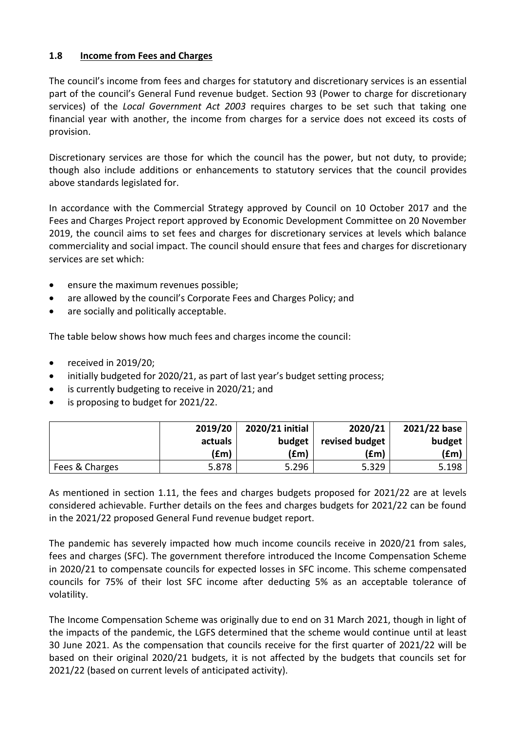## 1.8 Income from Fees and Charges

The council's income from fees and charges for statutory and discretionary services is an essential part of the council's General Fund revenue budget. Section 93 (Power to charge for discretionary services) of the *Local Government Act 2003* requires charges to be set such that taking one financial year with another, the income from charges for a service does not exceed its costs of provision.

Discretionary services are those for which the council has the power, but not duty, to provide; though also include additions or enhancements to statutory services that the council provides above standards legislated for.

In accordance with the Commercial Strategy approved by Council on 10 October 2017 and the Fees and Charges Project report approved by Economic Development Committee on 20 November 2019, the council aims to set fees and charges for discretionary services at levels which balance commerciality and social impact. The council should ensure that fees and charges for discretionary services are set which:

- ensure the maximum revenues possible;
- are allowed by the council's Corporate Fees and Charges Policy; and
- are socially and politically acceptable.

The table below shows how much fees and charges income the council:

- received in 2019/20;
- initially budgeted for 2020/21, as part of last year's budget setting process;
- is currently budgeting to receive in 2020/21; and
- is proposing to budget for 2021/22.

| | 2019/20 actuals (£m) | 2020/21 initial budget (£m) | 2020/21 revised budget (£m) | 2021/22 base budget (£m) |
|---|---|---|---|---|
| Fees & Charges | 5.878 | 5.296 | 5.329 | 5.198 |

As mentioned in section 1.11, the fees and charges budgets proposed for 2021/22 are at levels considered achievable. Further details on the fees and charges budgets for 2021/22 can be found in the 2021/22 proposed General Fund revenue budget report.

The pandemic has severely impacted how much income councils receive in 2020/21 from sales, fees and charges (SFC). The government therefore introduced the Income Compensation Scheme in 2020/21 to compensate councils for expected losses in SFC income. This scheme compensated councils for 75% of their lost SFC income after deducting 5% as an acceptable tolerance of volatility.

The Income Compensation Scheme was originally due to end on 31 March 2021, though in light of the impacts of the pandemic, the LGFS determined that the scheme would continue until at least 30 June 2021. As the compensation that councils receive for the first quarter of 2021/22 will be based on their original 2020/21 budgets, it is not affected by the budgets that councils set for 2021/22 (based on current levels of anticipated activity).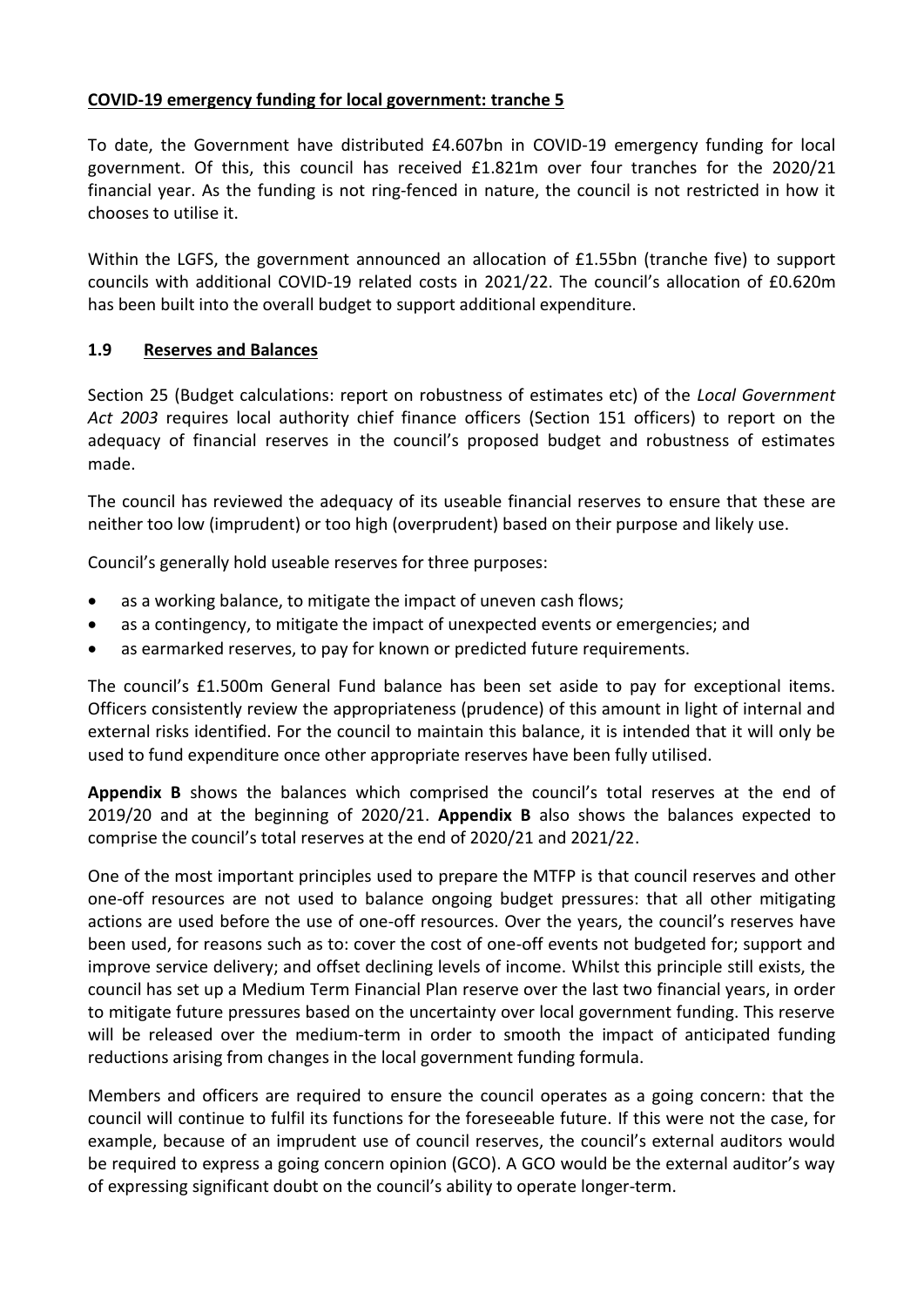**COVID-19 emergency funding for local government: tranche 5**

To date, the Government have distributed £4.607bn in COVID-19 emergency funding for local government. Of this, this council has received £1.821m over four tranches for the 2020/21 financial year. As the funding is not ring-fenced in nature, the council is not restricted in how it chooses to utilise it.

Within the LGFS, the government announced an allocation of £1.55bn (tranche five) to support councils with additional COVID-19 related costs in 2021/22. The council's allocation of £0.620m has been built into the overall budget to support additional expenditure.

## 1.9 Reserves and Balances

Section 25 (Budget calculations: report on robustness of estimates etc) of the *Local Government Act 2003* requires local authority chief finance officers (Section 151 officers) to report on the adequacy of financial reserves in the council's proposed budget and robustness of estimates made.

The council has reviewed the adequacy of its useable financial reserves to ensure that these are neither too low (imprudent) or too high (overprudent) based on their purpose and likely use.

Council's generally hold useable reserves for three purposes:

- as a working balance, to mitigate the impact of uneven cash flows;
- as a contingency, to mitigate the impact of unexpected events or emergencies; and
- as earmarked reserves, to pay for known or predicted future requirements.

The council's £1.500m General Fund balance has been set aside to pay for exceptional items. Officers consistently review the appropriateness (prudence) of this amount in light of internal and external risks identified. For the council to maintain this balance, it is intended that it will only be used to fund expenditure once other appropriate reserves have been fully utilised.

**Appendix B** shows the balances which comprised the council's total reserves at the end of 2019/20 and at the beginning of 2020/21. **Appendix B** also shows the balances expected to comprise the council's total reserves at the end of 2020/21 and 2021/22.

One of the most important principles used to prepare the MTFP is that council reserves and other one-off resources are not used to balance ongoing budget pressures: that all other mitigating actions are used before the use of one-off resources. Over the years, the council's reserves have been used, for reasons such as to: cover the cost of one-off events not budgeted for; support and improve service delivery; and offset declining levels of income. Whilst this principle still exists, the council has set up a Medium Term Financial Plan reserve over the last two financial years, in order to mitigate future pressures based on the uncertainty over local government funding. This reserve will be released over the medium-term in order to smooth the impact of anticipated funding reductions arising from changes in the local government funding formula.

Members and officers are required to ensure the council operates as a going concern: that the council will continue to fulfil its functions for the foreseeable future. If this were not the case, for example, because of an imprudent use of council reserves, the council's external auditors would be required to express a going concern opinion (GCO). A GCO would be the external auditor's way of expressing significant doubt on the council's ability to operate longer-term.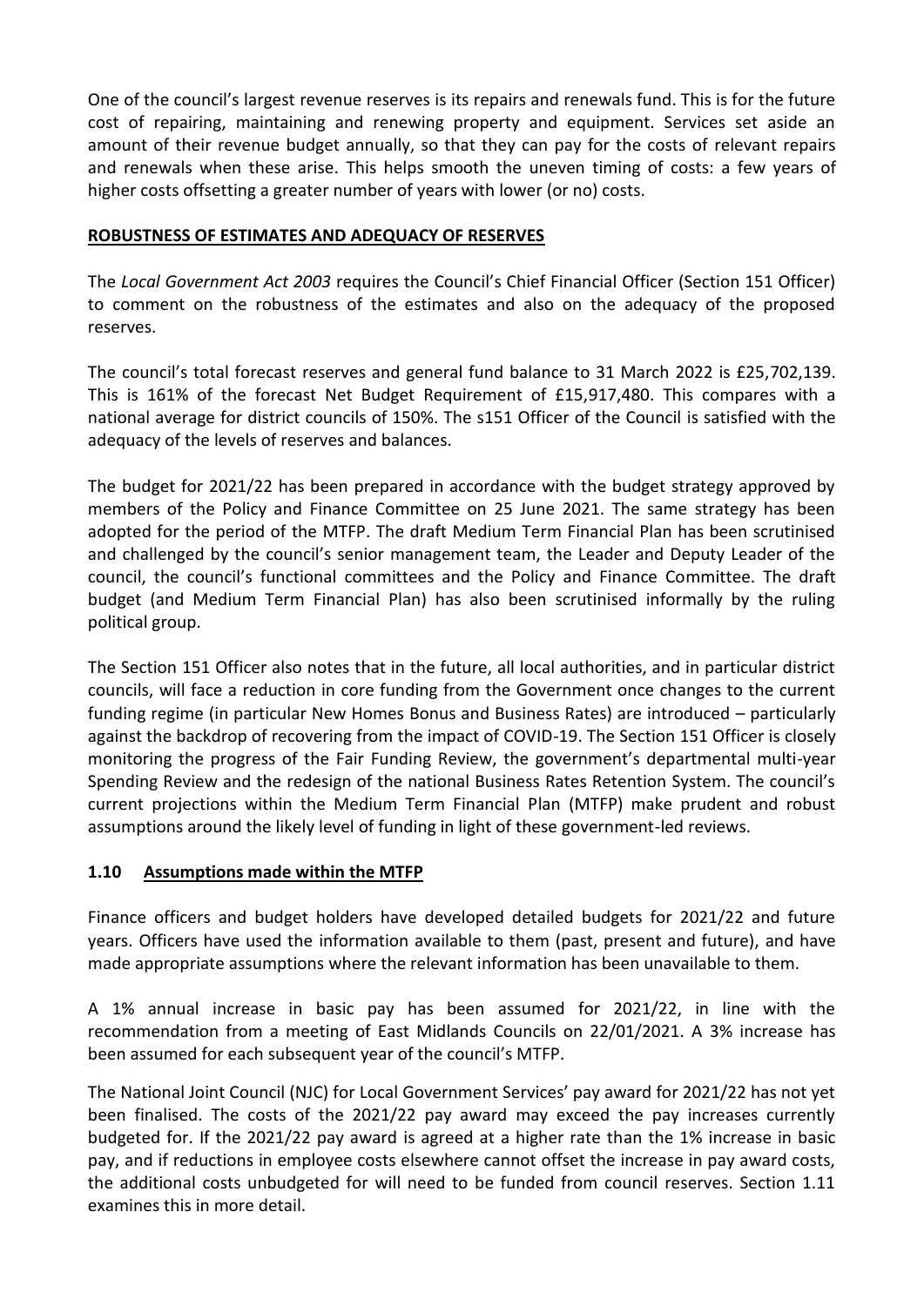One of the council's largest revenue reserves is its repairs and renewals fund. This is for the future cost of repairing, maintaining and renewing property and equipment. Services set aside an amount of their revenue budget annually, so that they can pay for the costs of relevant repairs and renewals when these arise. This helps smooth the uneven timing of costs: a few years of higher costs offsetting a greater number of years with lower (or no) costs.

**ROBUSTNESS OF ESTIMATES AND ADEQUACY OF RESERVES**

The *Local Government Act 2003* requires the Council's Chief Financial Officer (Section 151 Officer) to comment on the robustness of the estimates and also on the adequacy of the proposed reserves.

The council's total forecast reserves and general fund balance to 31 March 2022 is £25,702,139. This is 161% of the forecast Net Budget Requirement of £15,917,480. This compares with a national average for district councils of 150%. The s151 Officer of the Council is satisfied with the adequacy of the levels of reserves and balances.

The budget for 2021/22 has been prepared in accordance with the budget strategy approved by members of the Policy and Finance Committee on 25 June 2021. The same strategy has been adopted for the period of the MTFP. The draft Medium Term Financial Plan has been scrutinised and challenged by the council's senior management team, the Leader and Deputy Leader of the council, the council's functional committees and the Policy and Finance Committee. The draft budget (and Medium Term Financial Plan) has also been scrutinised informally by the ruling political group.

The Section 151 Officer also notes that in the future, all local authorities, and in particular district councils, will face a reduction in core funding from the Government once changes to the current funding regime (in particular New Homes Bonus and Business Rates) are introduced – particularly against the backdrop of recovering from the impact of COVID-19. The Section 151 Officer is closely monitoring the progress of the Fair Funding Review, the government's departmental multi-year Spending Review and the redesign of the national Business Rates Retention System. The council's current projections within the Medium Term Financial Plan (MTFP) make prudent and robust assumptions around the likely level of funding in light of these government-led reviews.

## 1.10 Assumptions made within the MTFP

Finance officers and budget holders have developed detailed budgets for 2021/22 and future years. Officers have used the information available to them (past, present and future), and have made appropriate assumptions where the relevant information has been unavailable to them.

A 1% annual increase in basic pay has been assumed for 2021/22, in line with the recommendation from a meeting of East Midlands Councils on 22/01/2021. A 3% increase has been assumed for each subsequent year of the council's MTFP.

The National Joint Council (NJC) for Local Government Services' pay award for 2021/22 has not yet been finalised. The costs of the 2021/22 pay award may exceed the pay increases currently budgeted for. If the 2021/22 pay award is agreed at a higher rate than the 1% increase in basic pay, and if reductions in employee costs elsewhere cannot offset the increase in pay award costs, the additional costs unbudgeted for will need to be funded from council reserves. Section 1.11 examines this in more detail.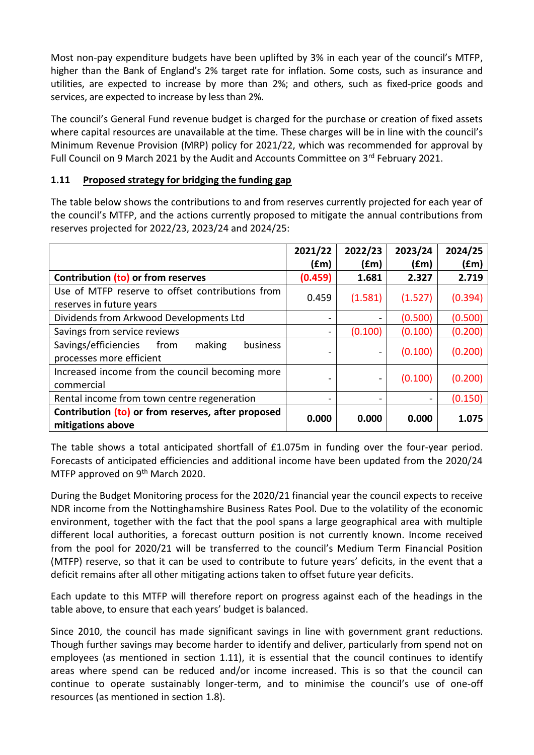Most non-pay expenditure budgets have been uplifted by 3% in each year of the council's MTFP, higher than the Bank of England's 2% target rate for inflation. Some costs, such as insurance and utilities, are expected to increase by more than 2%; and others, such as fixed-price goods and services, are expected to increase by less than 2%.

The council's General Fund revenue budget is charged for the purchase or creation of fixed assets where capital resources are unavailable at the time. These charges will be in line with the council's Minimum Revenue Provision (MRP) policy for 2021/22, which was recommended for approval by Full Council on 9 March 2021 by the Audit and Accounts Committee on 3rd February 2021.

### 1.11 Proposed strategy for bridging the funding gap

The table below shows the contributions to and from reserves currently projected for each year of the council's MTFP, and the actions currently proposed to mitigate the annual contributions from reserves projected for 2022/23, 2023/24 and 2024/25:

| | 2021/22 (£m) | 2022/23 (£m) | 2023/24 (£m) | 2024/25 (£m) |
|---|---|---|---|---|
| **Contribution (to) or from reserves** | **(0.459)** | **1.681** | **2.327** | **2.719** |
| Use of MTFP reserve to offset contributions from reserves in future years | 0.459 | (1.581) | (1.527) | (0.394) |
| Dividends from Arkwood Developments Ltd | - | - | (0.500) | (0.500) |
| Savings from service reviews | - | (0.100) | (0.100) | (0.200) |
| Savings/efficiencies from making business processes more efficient | - | - | (0.100) | (0.200) |
| Increased income from the council becoming more commercial | - | - | (0.100) | (0.200) |
| Rental income from town centre regeneration | - | - | - | (0.150) |
| **Contribution (to) or from reserves, after proposed mitigations above** | **0.000** | **0.000** | **0.000** | **1.075** |

The table shows a total anticipated shortfall of £1.075m in funding over the four-year period. Forecasts of anticipated efficiencies and additional income have been updated from the 2020/24 MTFP approved on 9th March 2020.

During the Budget Monitoring process for the 2020/21 financial year the council expects to receive NDR income from the Nottinghamshire Business Rates Pool. Due to the volatility of the economic environment, together with the fact that the pool spans a large geographical area with multiple different local authorities, a forecast outturn position is not currently known. Income received from the pool for 2020/21 will be transferred to the council's Medium Term Financial Position (MTFP) reserve, so that it can be used to contribute to future years' deficits, in the event that a deficit remains after all other mitigating actions taken to offset future year deficits.

Each update to this MTFP will therefore report on progress against each of the headings in the table above, to ensure that each years' budget is balanced.

Since 2010, the council has made significant savings in line with government grant reductions. Though further savings may become harder to identify and deliver, particularly from spend not on employees (as mentioned in section 1.11), it is essential that the council continues to identify areas where spend can be reduced and/or income increased. This is so that the council can continue to operate sustainably longer-term, and to minimise the council's use of one-off resources (as mentioned in section 1.8).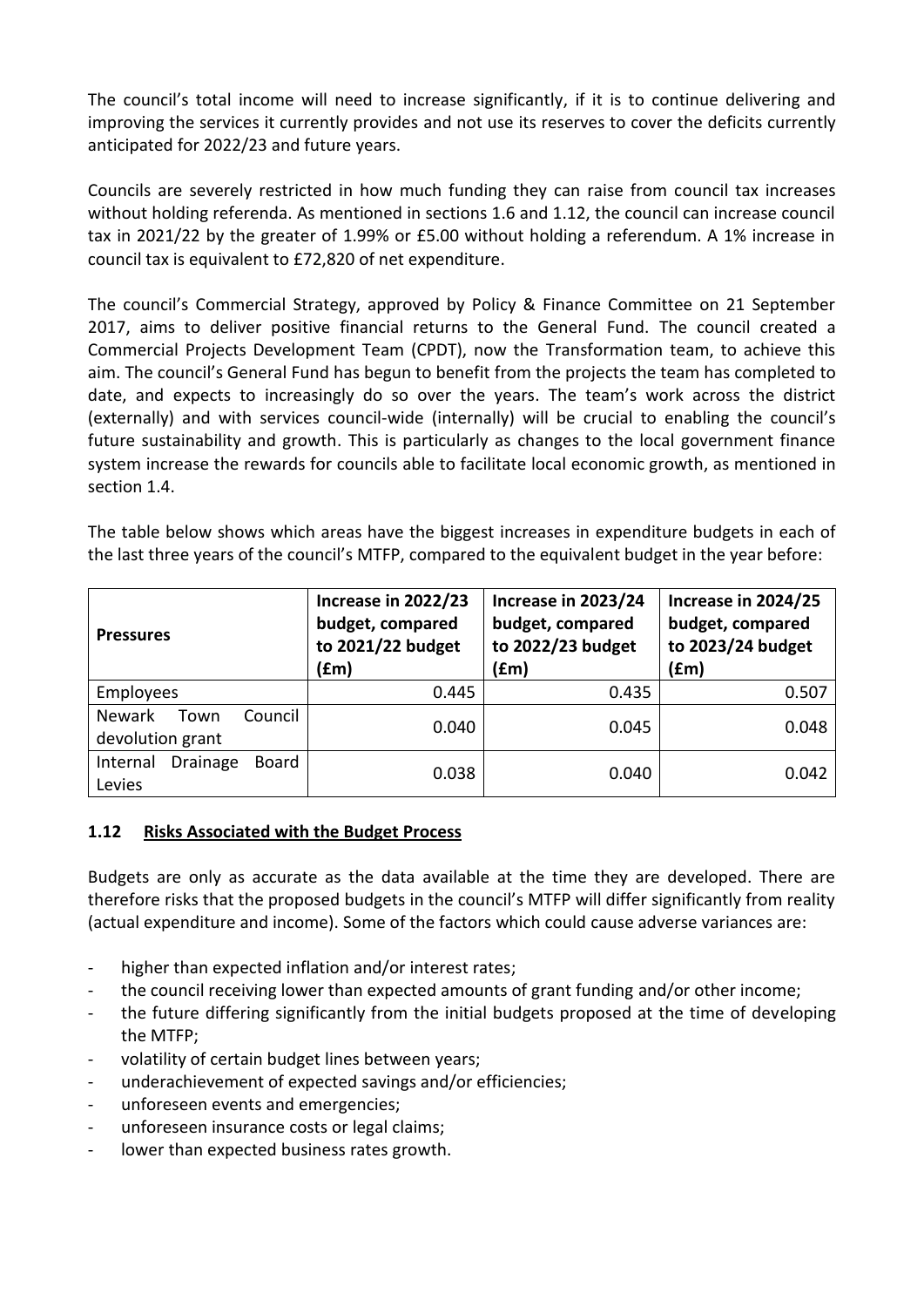The council's total income will need to increase significantly, if it is to continue delivering and improving the services it currently provides and not use its reserves to cover the deficits currently anticipated for 2022/23 and future years.

Councils are severely restricted in how much funding they can raise from council tax increases without holding referenda. As mentioned in sections 1.6 and 1.12, the council can increase council tax in 2021/22 by the greater of 1.99% or £5.00 without holding a referendum. A 1% increase in council tax is equivalent to £72,820 of net expenditure.

The council's Commercial Strategy, approved by Policy & Finance Committee on 21 September 2017, aims to deliver positive financial returns to the General Fund. The council created a Commercial Projects Development Team (CPDT), now the Transformation team, to achieve this aim. The council's General Fund has begun to benefit from the projects the team has completed to date, and expects to increasingly do so over the years. The team's work across the district (externally) and with services council-wide (internally) will be crucial to enabling the council's future sustainability and growth. This is particularly as changes to the local government finance system increase the rewards for councils able to facilitate local economic growth, as mentioned in section 1.4.

The table below shows which areas have the biggest increases in expenditure budgets in each of the last three years of the council's MTFP, compared to the equivalent budget in the year before:

| Pressures | Increase in 2022/23 budget, compared to 2021/22 budget (£m) | Increase in 2023/24 budget, compared to 2022/23 budget (£m) | Increase in 2024/25 budget, compared to 2023/24 budget (£m) |
| --- | --- | --- | --- |
| Employees | 0.445 | 0.435 | 0.507 |
| Newark Town Council devolution grant | 0.040 | 0.045 | 0.048 |
| Internal Drainage Board Levies | 0.038 | 0.040 | 0.042 |

### 1.12 Risks Associated with the Budget Process

Budgets are only as accurate as the data available at the time they are developed. There are therefore risks that the proposed budgets in the council's MTFP will differ significantly from reality (actual expenditure and income). Some of the factors which could cause adverse variances are:

- higher than expected inflation and/or interest rates;
- the council receiving lower than expected amounts of grant funding and/or other income;
- the future differing significantly from the initial budgets proposed at the time of developing the MTFP;
- volatility of certain budget lines between years;
- underachievement of expected savings and/or efficiencies;
- unforeseen events and emergencies;
- unforeseen insurance costs or legal claims;
- lower than expected business rates growth.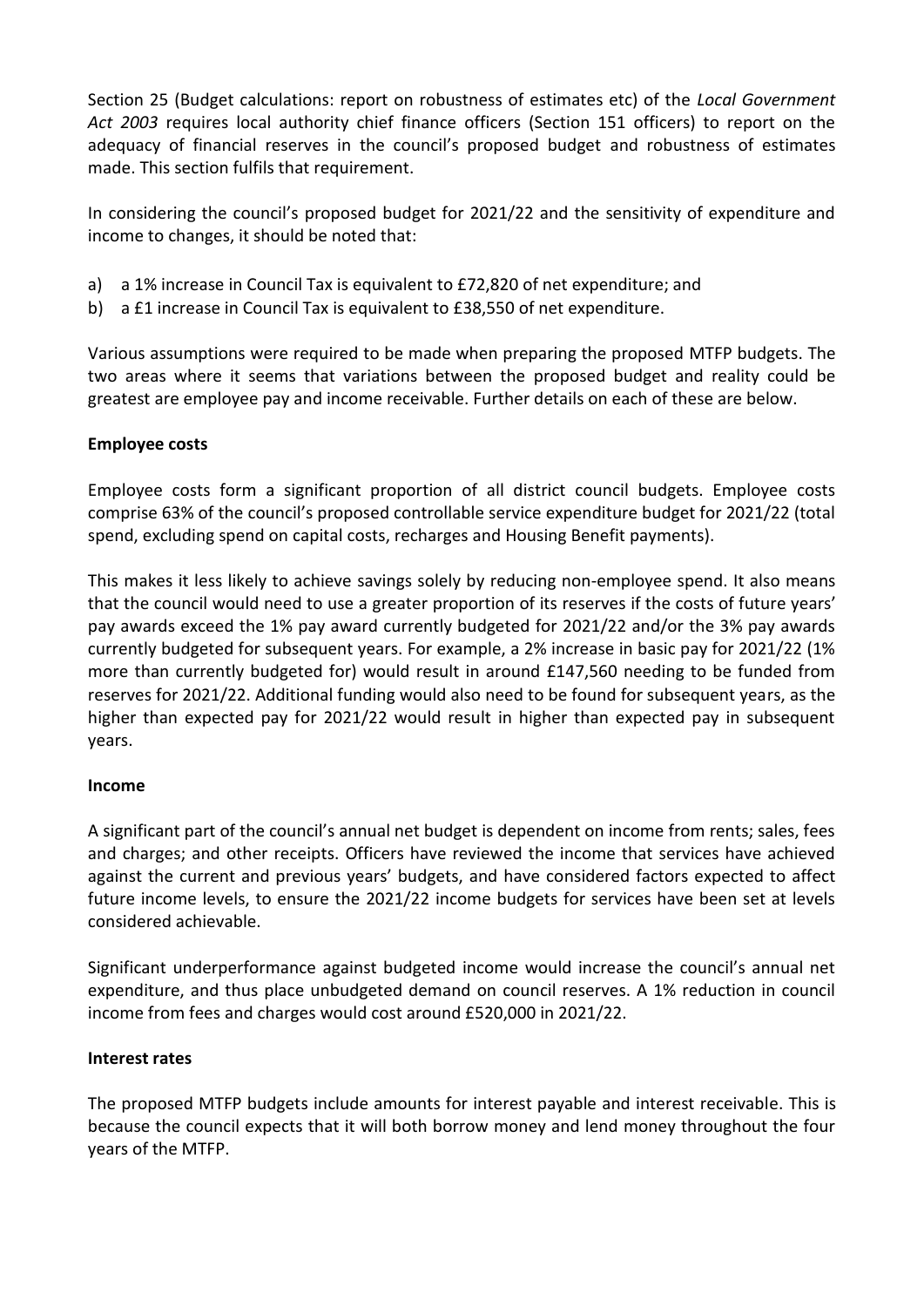Section 25 (Budget calculations: report on robustness of estimates etc) of the *Local Government Act 2003* requires local authority chief finance officers (Section 151 officers) to report on the adequacy of financial reserves in the council's proposed budget and robustness of estimates made. This section fulfils that requirement.

In considering the council's proposed budget for 2021/22 and the sensitivity of expenditure and income to changes, it should be noted that:

a) a 1% increase in Council Tax is equivalent to £72,820 of net expenditure; and
b) a £1 increase in Council Tax is equivalent to £38,550 of net expenditure.

Various assumptions were required to be made when preparing the proposed MTFP budgets. The two areas where it seems that variations between the proposed budget and reality could be greatest are employee pay and income receivable. Further details on each of these are below.

**Employee costs**

Employee costs form a significant proportion of all district council budgets. Employee costs comprise 63% of the council's proposed controllable service expenditure budget for 2021/22 (total spend, excluding spend on capital costs, recharges and Housing Benefit payments).

This makes it less likely to achieve savings solely by reducing non-employee spend. It also means that the council would need to use a greater proportion of its reserves if the costs of future years' pay awards exceed the 1% pay award currently budgeted for 2021/22 and/or the 3% pay awards currently budgeted for subsequent years. For example, a 2% increase in basic pay for 2021/22 (1% more than currently budgeted for) would result in around £147,560 needing to be funded from reserves for 2021/22. Additional funding would also need to be found for subsequent years, as the higher than expected pay for 2021/22 would result in higher than expected pay in subsequent years.

**Income**

A significant part of the council's annual net budget is dependent on income from rents; sales, fees and charges; and other receipts. Officers have reviewed the income that services have achieved against the current and previous years' budgets, and have considered factors expected to affect future income levels, to ensure the 2021/22 income budgets for services have been set at levels considered achievable.

Significant underperformance against budgeted income would increase the council's annual net expenditure, and thus place unbudgeted demand on council reserves. A 1% reduction in council income from fees and charges would cost around £520,000 in 2021/22.

**Interest rates**

The proposed MTFP budgets include amounts for interest payable and interest receivable. This is because the council expects that it will both borrow money and lend money throughout the four years of the MTFP.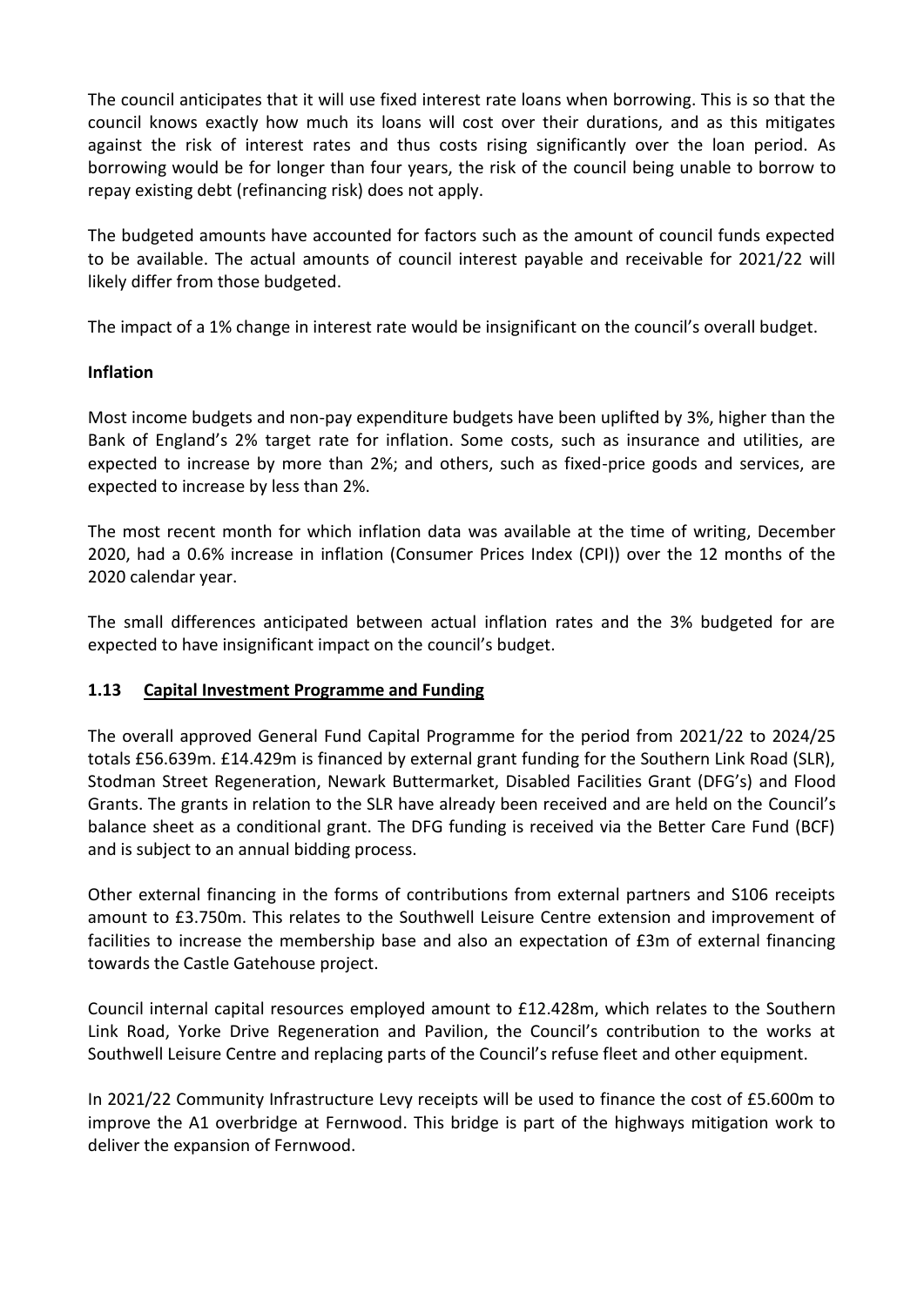The council anticipates that it will use fixed interest rate loans when borrowing. This is so that the council knows exactly how much its loans will cost over their durations, and as this mitigates against the risk of interest rates and thus costs rising significantly over the loan period. As borrowing would be for longer than four years, the risk of the council being unable to borrow to repay existing debt (refinancing risk) does not apply.

The budgeted amounts have accounted for factors such as the amount of council funds expected to be available. The actual amounts of council interest payable and receivable for 2021/22 will likely differ from those budgeted.

The impact of a 1% change in interest rate would be insignificant on the council's overall budget.

**Inflation**

Most income budgets and non-pay expenditure budgets have been uplifted by 3%, higher than the Bank of England's 2% target rate for inflation. Some costs, such as insurance and utilities, are expected to increase by more than 2%; and others, such as fixed-price goods and services, are expected to increase by less than 2%.

The most recent month for which inflation data was available at the time of writing, December 2020, had a 0.6% increase in inflation (Consumer Prices Index (CPI)) over the 12 months of the 2020 calendar year.

The small differences anticipated between actual inflation rates and the 3% budgeted for are expected to have insignificant impact on the council's budget.

## 1.13 Capital Investment Programme and Funding

The overall approved General Fund Capital Programme for the period from 2021/22 to 2024/25 totals £56.639m. £14.429m is financed by external grant funding for the Southern Link Road (SLR), Stodman Street Regeneration, Newark Buttermarket, Disabled Facilities Grant (DFG's) and Flood Grants. The grants in relation to the SLR have already been received and are held on the Council's balance sheet as a conditional grant. The DFG funding is received via the Better Care Fund (BCF) and is subject to an annual bidding process.

Other external financing in the forms of contributions from external partners and S106 receipts amount to £3.750m. This relates to the Southwell Leisure Centre extension and improvement of facilities to increase the membership base and also an expectation of £3m of external financing towards the Castle Gatehouse project.

Council internal capital resources employed amount to £12.428m, which relates to the Southern Link Road, Yorke Drive Regeneration and Pavilion, the Council's contribution to the works at Southwell Leisure Centre and replacing parts of the Council's refuse fleet and other equipment.

In 2021/22 Community Infrastructure Levy receipts will be used to finance the cost of £5.600m to improve the A1 overbridge at Fernwood. This bridge is part of the highways mitigation work to deliver the expansion of Fernwood.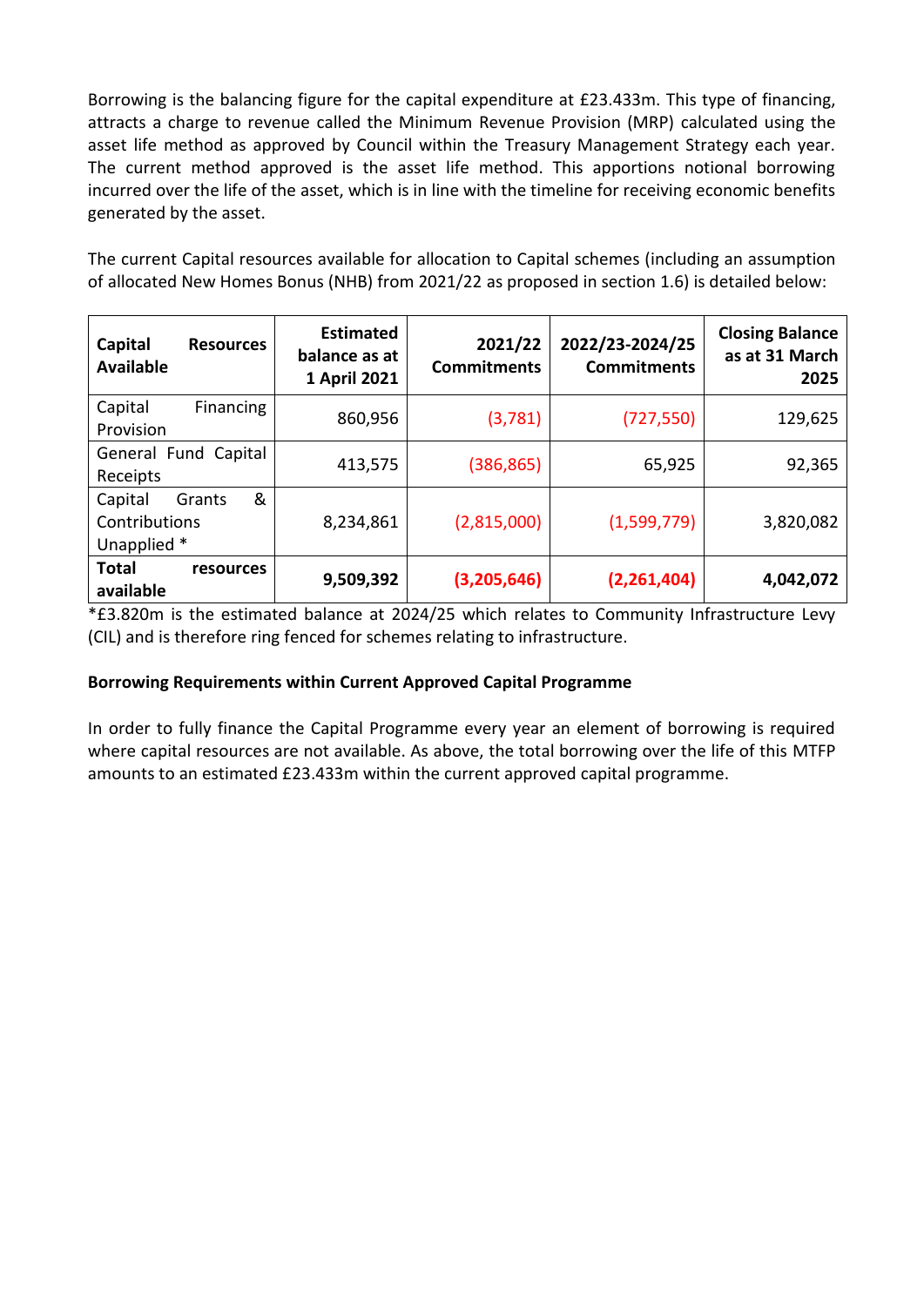Borrowing is the balancing figure for the capital expenditure at £23.433m. This type of financing, attracts a charge to revenue called the Minimum Revenue Provision (MRP) calculated using the asset life method as approved by Council within the Treasury Management Strategy each year. The current method approved is the asset life method. This apportions notional borrowing incurred over the life of the asset, which is in line with the timeline for receiving economic benefits generated by the asset.

The current Capital resources available for allocation to Capital schemes (including an assumption of allocated New Homes Bonus (NHB) from 2021/22 as proposed in section 1.6) is detailed below:

| **Capital Resources Available** | **Estimated balance as at 1 April 2021** | **2021/22 Commitments** | **2022/23-2024/25 Commitments** | **Closing Balance as at 31 March 2025** |
|---|---|---|---|---|
| Capital Financing Provision | 860,956 | (3,781) | (727,550) | 129,625 |
| General Fund Capital Receipts | 413,575 | (386,865) | 65,925 | 92,365 |
| Capital Grants & Contributions Unapplied * | 8,234,861 | (2,815,000) | (1,599,779) | 3,820,082 |
| **Total resources available** | **9,509,392** | **(3,205,646)** | **(2,261,404)** | **4,042,072** |

*£3.820m is the estimated balance at 2024/25 which relates to Community Infrastructure Levy (CIL) and is therefore ring fenced for schemes relating to infrastructure.

**Borrowing Requirements within Current Approved Capital Programme**

In order to fully finance the Capital Programme every year an element of borrowing is required where capital resources are not available. As above, the total borrowing over the life of this MTFP amounts to an estimated £23.433m within the current approved capital programme.